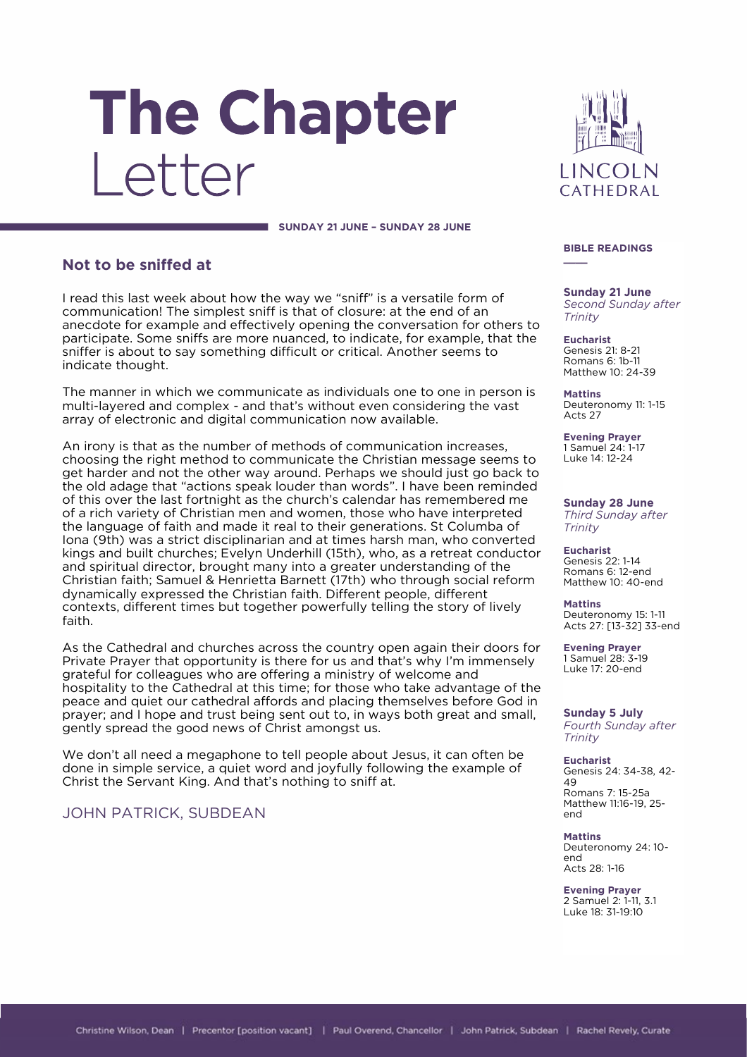# The Chapter Letter

**SUNDAY 21 JUNE – SUNDAY 28 JUNE**

## Not to be sniffed at

I read this last week about how the way we "sniff" is a versatile form of communication! The simplest sniff is that of closure: at the end of an anecdote for example and effectively opening the conversation for others to participate. Some sniffs are more nuanced, to indicate, for example, that the sniffer is about to say something difficult or critical. Another seems to indicate thought.

The manner in which we communicate as individuals one to one in person is multi-layered and complex - and that's without even considering the vast array of electronic and digital communication now available.

An irony is that as the number of methods of communication increases, choosing the right method to communicate the Christian message seems to get harder and not the other way around. Perhaps we should just go back to the old adage that "actions speak louder than words". I have been reminded of this over the last fortnight as the church's calendar has remembered me of a rich variety of Christian men and women, those who have interpreted the language of faith and made it real to their generations. St Columba of Iona (9th) was a strict disciplinarian and at times harsh man, who converted kings and built churches; Evelyn Underhill (15th), who, as a retreat conductor and spiritual director, brought many into a greater understanding of the Christian faith; Samuel & Henrietta Barnett (17th) who through social reform dynamically expressed the Christian faith. Different people, different contexts, different times but together powerfully telling the story of lively faith.

As the Cathedral and churches across the country open again their doors for Private Prayer that opportunity is there for us and that's why I'm immensely grateful for colleagues who are offering a ministry of welcome and hospitality to the Cathedral at this time; for those who take advantage of the peace and quiet our cathedral affords and placing themselves before God in prayer; and I hope and trust being sent out to, in ways both great and small, gently spread the good news of Christ amongst us.

We don't all need a megaphone to tell people about Jesus, it can often be done in simple service, a quiet word and joyfully following the example of Christ the Servant King. And that's nothing to sniff at.

JOHN PATRICK, SUBDEAN

### BIBLE READINGS

**Sunday 21 June**
*Second Sunday after Trinity*

**Eucharist**
Genesis 21: 8-21
Romans 6: 1b-11
Matthew 10: 24-39

**Mattins**
Deuteronomy 11: 1-15
Acts 27

**Evening Prayer**
1 Samuel 24: 1-17
Luke 14: 12-24

**Sunday 28 June**
*Third Sunday after Trinity*

**Eucharist**
Genesis 22: 1-14
Romans 6: 12-end
Matthew 10: 40-end

**Mattins**
Deuteronomy 15: 1-11
Acts 27: [13-32] 33-end

**Evening Prayer**
1 Samuel 28: 3-19
Luke 17: 20-end

**Sunday 5 July**
*Fourth Sunday after Trinity*

**Eucharist**
Genesis 24: 34-38, 42-49
Romans 7: 15-25a
Matthew 11:16-19, 25-end

**Mattins**
Deuteronomy 24: 10-end
Acts 28: 1-16

**Evening Prayer**
2 Samuel 2: 1-11, 3.1
Luke 18: 31-19:10

Christine Wilson, Dean | Precentor [position vacant] | Paul Overend, Chancellor | John Patrick, Subdean | Rachel Revely, Curate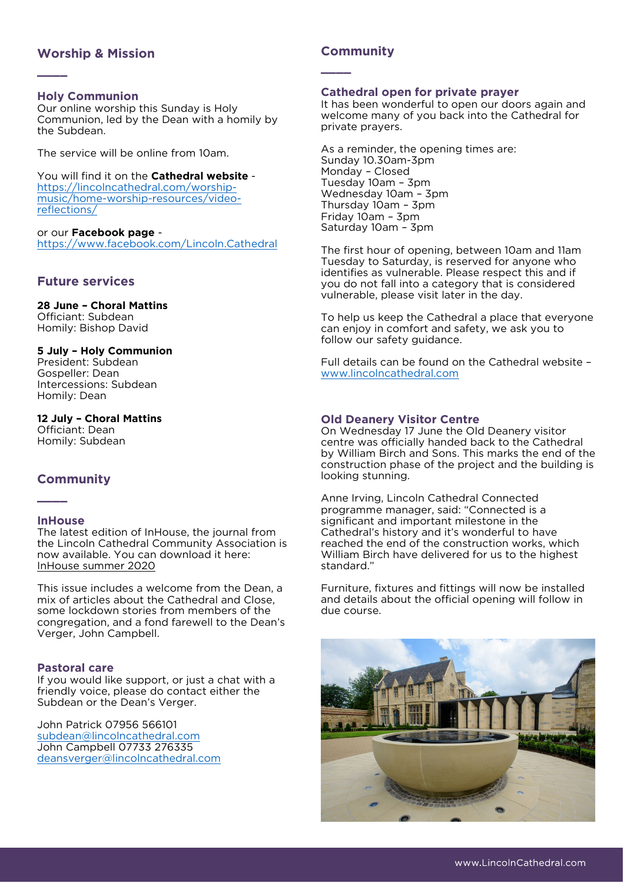## Worship & Mission

### Holy Communion

Our online worship this Sunday is Holy Communion, led by the Dean with a homily by the Subdean.

The service will be online from 10am.

You will find it on the **Cathedral website** - https://lincolncathedral.com/worship-music/home-worship-resources/video-reflections/

or our **Facebook page** - https://www.facebook.com/Lincoln.Cathedral

## Future services

**28 June – Choral Mattins**
Officiant: Subdean
Homily: Bishop David

**5 July – Holy Communion**
President: Subdean
Gospeller: Dean
Intercessions: Subdean
Homily: Dean

**12 July – Choral Mattins**
Officiant: Dean
Homily: Subdean

## Community

### InHouse

The latest edition of InHouse, the journal from the Lincoln Cathedral Community Association is now available. You can download it here: InHouse summer 2020

This issue includes a welcome from the Dean, a mix of articles about the Cathedral and Close, some lockdown stories from members of the congregation, and a fond farewell to the Dean's Verger, John Campbell.

### Pastoral care

If you would like support, or just a chat with a friendly voice, please do contact either the Subdean or the Dean's Verger.

John Patrick 07956 566101
subdean@lincolncathedral.com
John Campbell 07733 276335
deansverger@lincolncathedral.com

## Community

### Cathedral open for private prayer

It has been wonderful to open our doors again and welcome many of you back into the Cathedral for private prayers.

As a reminder, the opening times are:
Sunday 10.30am-3pm
Monday – Closed
Tuesday 10am – 3pm
Wednesday 10am – 3pm
Thursday 10am – 3pm
Friday 10am – 3pm
Saturday 10am – 3pm

The first hour of opening, between 10am and 11am Tuesday to Saturday, is reserved for anyone who identifies as vulnerable. Please respect this and if you do not fall into a category that is considered vulnerable, please visit later in the day.

To help us keep the Cathedral a place that everyone can enjoy in comfort and safety, we ask you to follow our safety guidance.

Full details can be found on the Cathedral website – www.lincolncathedral.com

### Old Deanery Visitor Centre

On Wednesday 17 June the Old Deanery visitor centre was officially handed back to the Cathedral by William Birch and Sons. This marks the end of the construction phase of the project and the building is looking stunning.

Anne Irving, Lincoln Cathedral Connected programme manager, said: "Connected is a significant and important milestone in the Cathedral's history and it's wonderful to have reached the end of the construction works, which William Birch have delivered for us to the highest standard."

Furniture, fixtures and fittings will now be installed and details about the official opening will follow in due course.